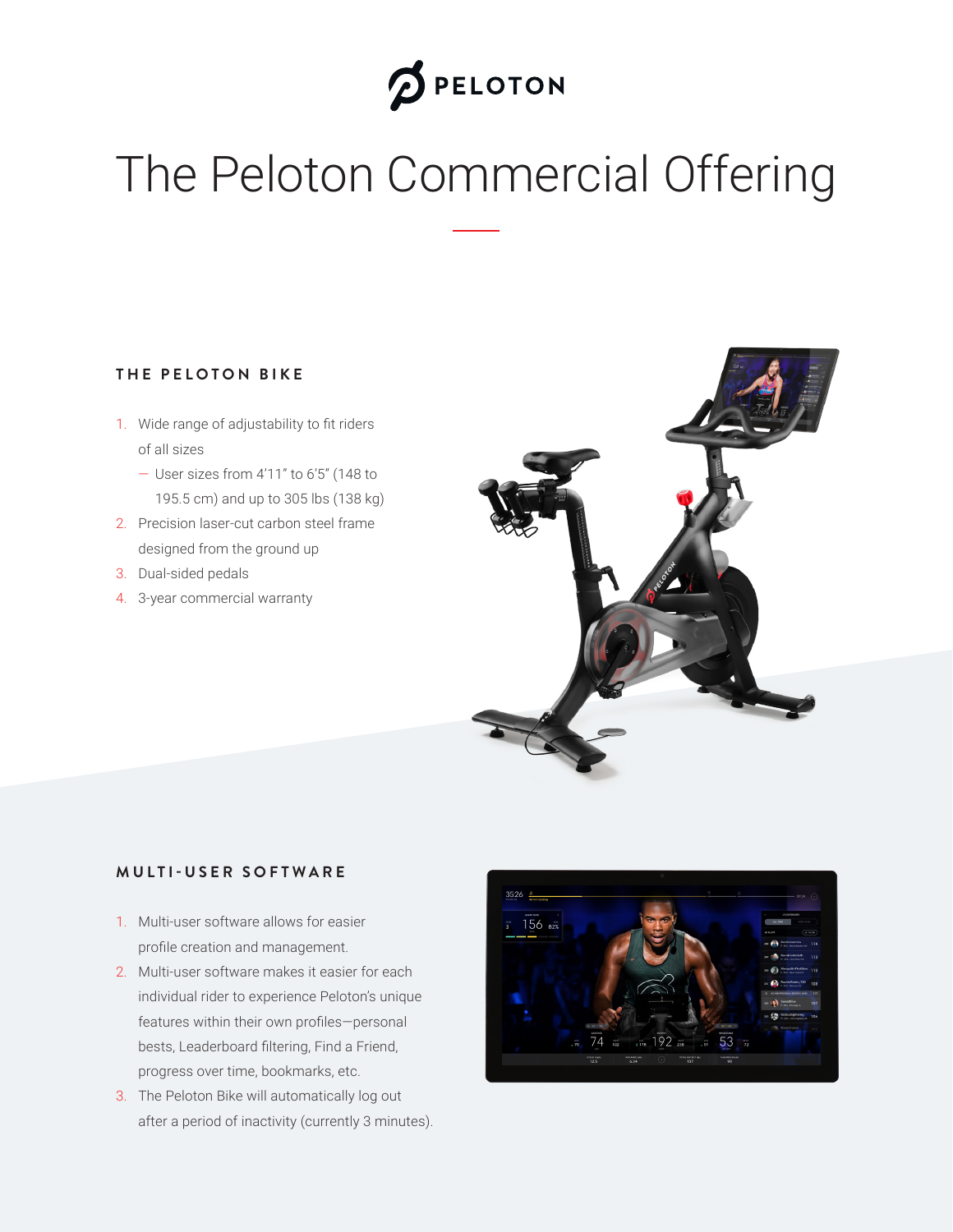PELOTON

# The Peloton Commercial Offering

## THE PELOTON BIKE

1. Wide range of adjustability to fit riders of all sizes
   — User sizes from 4'11" to 6'5" (148 to 195.5 cm) and up to 305 lbs (138 kg)
2. Precision laser-cut carbon steel frame designed from the ground up
3. Dual-sided pedals
4. 3-year commercial warranty

## MULTI-USER SOFTWARE

1. Multi-user software allows for easier profile creation and management.
2. Multi-user software makes it easier for each individual rider to experience Peloton's unique features within their own profiles—personal bests, Leaderboard filtering, Find a Friend, progress over time, bookmarks, etc.
3. The Peloton Bike will automatically log out after a period of inactivity (currently 3 minutes).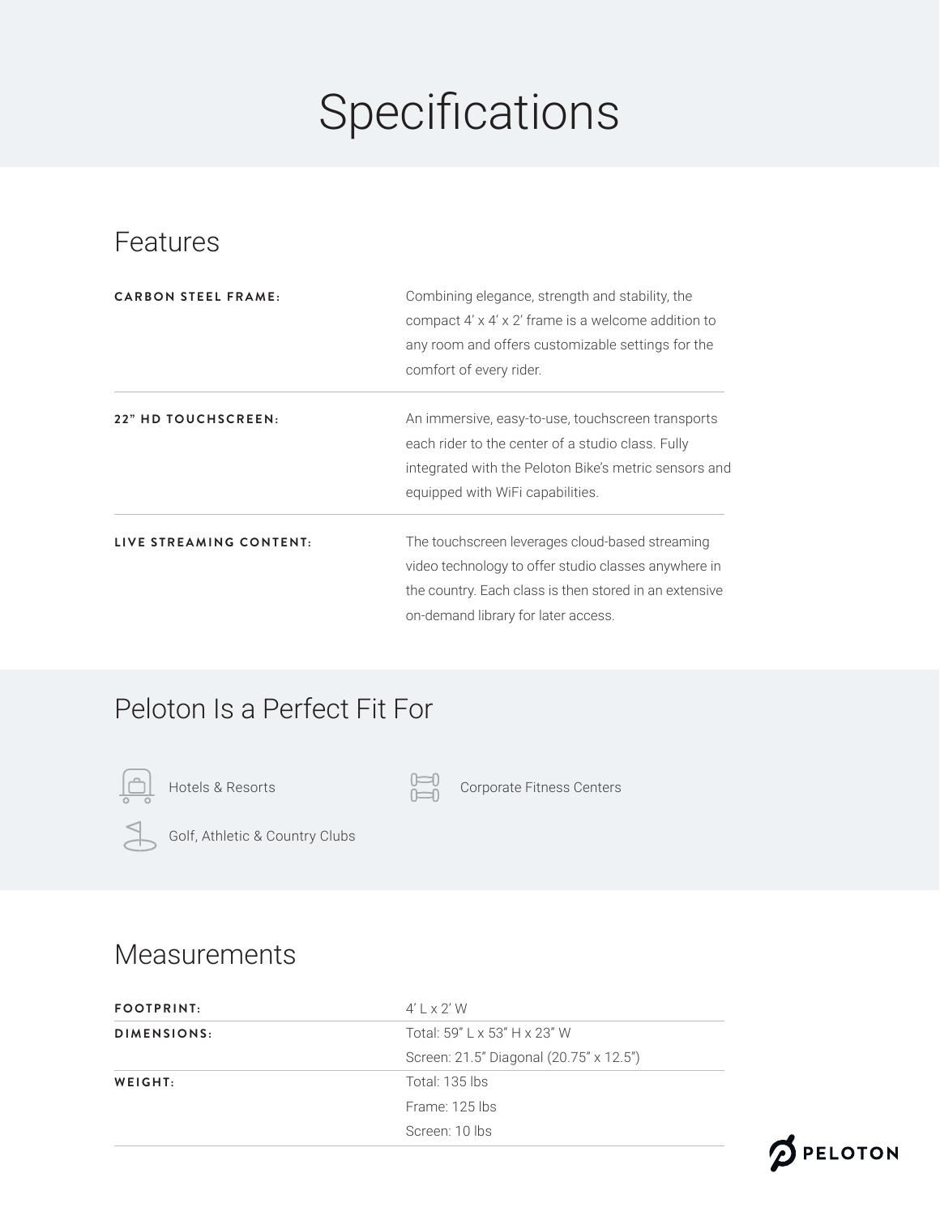# Specifications

## Features

| | |
|---|---|
| **CARBON STEEL FRAME:** | Combining elegance, strength and stability, the compact 4' x 4' x 2' frame is a welcome addition to any room and offers customizable settings for the comfort of every rider. |
| **22" HD TOUCHSCREEN:** | An immersive, easy-to-use, touchscreen transports each rider to the center of a studio class. Fully integrated with the Peloton Bike's metric sensors and equipped with WiFi capabilities. |
| **LIVE STREAMING CONTENT:** | The touchscreen leverages cloud-based streaming video technology to offer studio classes anywhere in the country. Each class is then stored in an extensive on-demand library for later access. |

## Peloton Is a Perfect Fit For

- Hotels & Resorts
- Corporate Fitness Centers
- Golf, Athletic & Country Clubs

## Measurements

| | |
|---|---|
| **FOOTPRINT:** | 4' L x 2' W |
| **DIMENSIONS:** | Total: 59" L x 53" H x 23" W<br>Screen: 21.5" Diagonal (20.75" x 12.5") |
| **WEIGHT:** | Total: 135 lbs<br>Frame: 125 lbs<br>Screen: 10 lbs |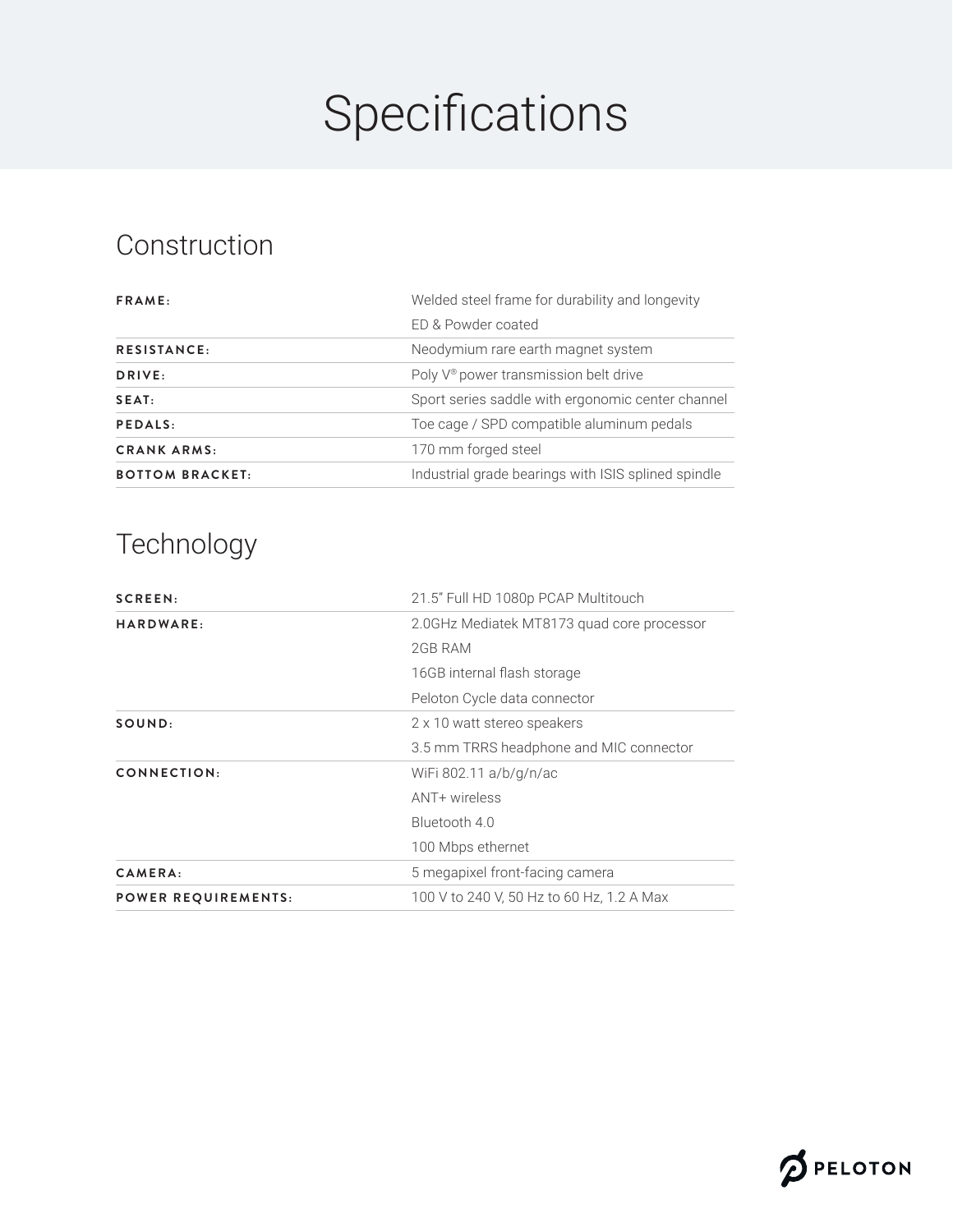# Specifications

## Construction

| | |
|---|---|
| **FRAME:** | Welded steel frame for durability and longevity<br>ED & Powder coated |
| **RESISTANCE:** | Neodymium rare earth magnet system |
| **DRIVE:** | Poly V® power transmission belt drive |
| **SEAT:** | Sport series saddle with ergonomic center channel |
| **PEDALS:** | Toe cage / SPD compatible aluminum pedals |
| **CRANK ARMS:** | 170 mm forged steel |
| **BOTTOM BRACKET:** | Industrial grade bearings with ISIS splined spindle |

## Technology

| | |
|---|---|
| **SCREEN:** | 21.5" Full HD 1080p PCAP Multitouch |
| **HARDWARE:** | 2.0GHz Mediatek MT8173 quad core processor<br>2GB RAM<br>16GB internal flash storage<br>Peloton Cycle data connector |
| **SOUND:** | 2 x 10 watt stereo speakers<br>3.5 mm TRRS headphone and MIC connector |
| **CONNECTION:** | WiFi 802.11 a/b/g/n/ac<br>ANT+ wireless<br>Bluetooth 4.0<br>100 Mbps ethernet |
| **CAMERA:** | 5 megapixel front-facing camera |
| **POWER REQUIREMENTS:** | 100 V to 240 V, 50 Hz to 60 Hz, 1.2 A Max |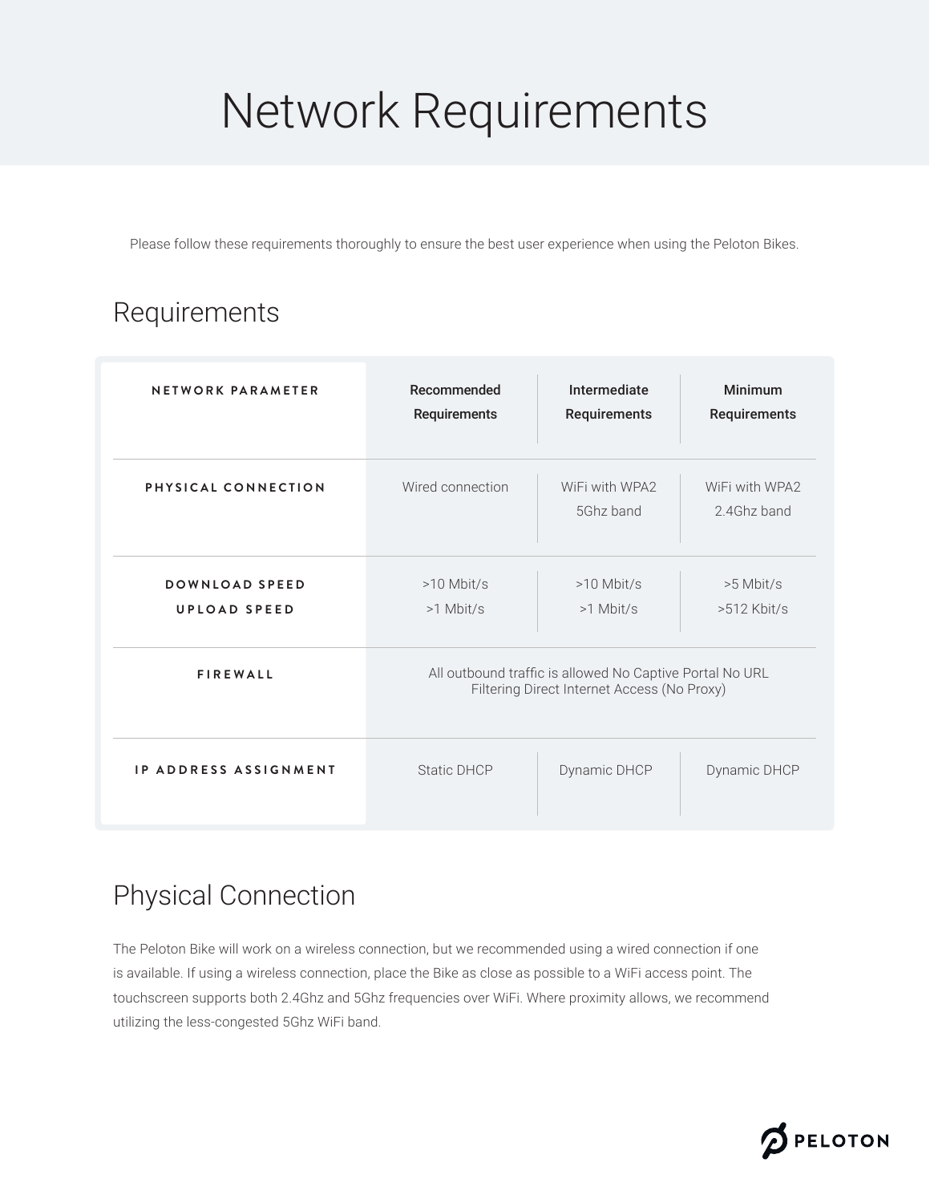# Network Requirements

Please follow these requirements thoroughly to ensure the best user experience when using the Peloton Bikes.

## Requirements

| NETWORK PARAMETER | Recommended Requirements | Intermediate Requirements | Minimum Requirements |
|---|---|---|---|
| PHYSICAL CONNECTION | Wired connection | WiFi with WPA2 5Ghz band | WiFi with WPA2 2.4Ghz band |
| DOWNLOAD SPEED<br>UPLOAD SPEED | >10 Mbit/s<br>>1 Mbit/s | >10 Mbit/s<br>>1 Mbit/s | >5 Mbit/s<br>>512 Kbit/s |
| FIREWALL | All outbound traffic is allowed No Captive Portal No URL Filtering Direct Internet Access (No Proxy) | | |
| IP ADDRESS ASSIGNMENT | Static DHCP | Dynamic DHCP | Dynamic DHCP |

## Physical Connection

The Peloton Bike will work on a wireless connection, but we recommended using a wired connection if one is available. If using a wireless connection, place the Bike as close as possible to a WiFi access point. The touchscreen supports both 2.4Ghz and 5Ghz frequencies over WiFi. Where proximity allows, we recommend utilizing the less-congested 5Ghz WiFi band.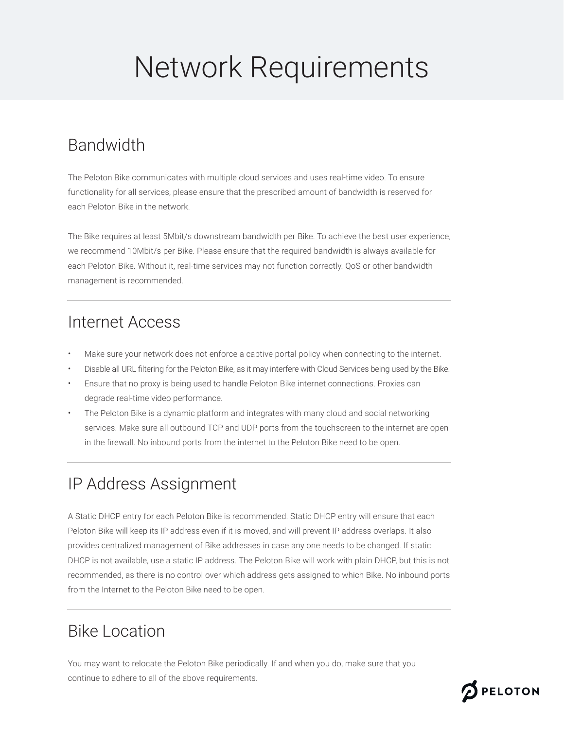# Network Requirements

## Bandwidth

The Peloton Bike communicates with multiple cloud services and uses real-time video. To ensure functionality for all services, please ensure that the prescribed amount of bandwidth is reserved for each Peloton Bike in the network.

The Bike requires at least 5Mbit/s downstream bandwidth per Bike. To achieve the best user experience, we recommend 10Mbit/s per Bike. Please ensure that the required bandwidth is always available for each Peloton Bike. Without it, real-time services may not function correctly. QoS or other bandwidth management is recommended.

## Internet Access

- Make sure your network does not enforce a captive portal policy when connecting to the internet.
- Disable all URL filtering for the Peloton Bike, as it may interfere with Cloud Services being used by the Bike.
- Ensure that no proxy is being used to handle Peloton Bike internet connections. Proxies can degrade real-time video performance.
- The Peloton Bike is a dynamic platform and integrates with many cloud and social networking services. Make sure all outbound TCP and UDP ports from the touchscreen to the internet are open in the firewall. No inbound ports from the internet to the Peloton Bike need to be open.

## IP Address Assignment

A Static DHCP entry for each Peloton Bike is recommended. Static DHCP entry will ensure that each Peloton Bike will keep its IP address even if it is moved, and will prevent IP address overlaps. It also provides centralized management of Bike addresses in case any one needs to be changed. If static DHCP is not available, use a static IP address. The Peloton Bike will work with plain DHCP, but this is not recommended, as there is no control over which address gets assigned to which Bike. No inbound ports from the Internet to the Peloton Bike need to be open.

## Bike Location

You may want to relocate the Peloton Bike periodically. If and when you do, make sure that you continue to adhere to all of the above requirements.